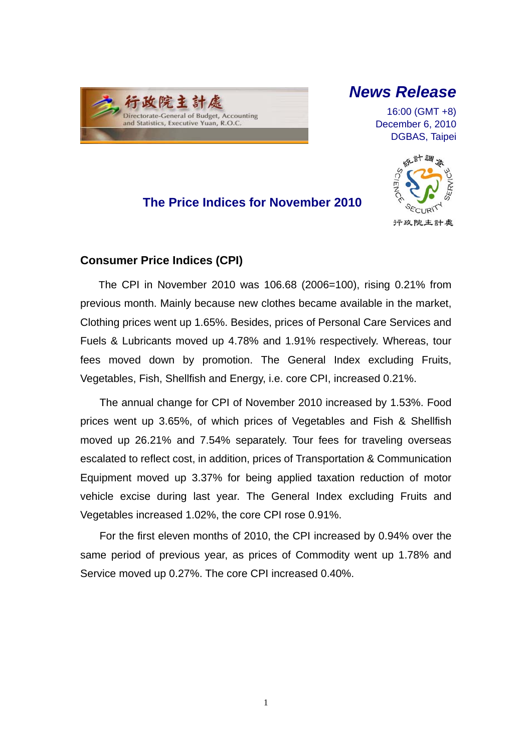行政院主計處
Directorate-General of Budget, Accounting and Statistics, Executive Yuan, R.O.C.

# *News Release*

16:00 (GMT +8)
December 6, 2010
DGBAS, Taipei

## The Price Indices for November 2010

### Consumer Price Indices (CPI)

The CPI in November 2010 was 106.68 (2006=100), rising 0.21% from previous month. Mainly because new clothes became available in the market, Clothing prices went up 1.65%. Besides, prices of Personal Care Services and Fuels & Lubricants moved up 4.78% and 1.91% respectively. Whereas, tour fees moved down by promotion. The General Index excluding Fruits, Vegetables, Fish, Shellfish and Energy, i.e. core CPI, increased 0.21%.

The annual change for CPI of November 2010 increased by 1.53%. Food prices went up 3.65%, of which prices of Vegetables and Fish & Shellfish moved up 26.21% and 7.54% separately. Tour fees for traveling overseas escalated to reflect cost, in addition, prices of Transportation & Communication Equipment moved up 3.37% for being applied taxation reduction of motor vehicle excise during last year. The General Index excluding Fruits and Vegetables increased 1.02%, the core CPI rose 0.91%.

For the first eleven months of 2010, the CPI increased by 0.94% over the same period of previous year, as prices of Commodity went up 1.78% and Service moved up 0.27%. The core CPI increased 0.40%.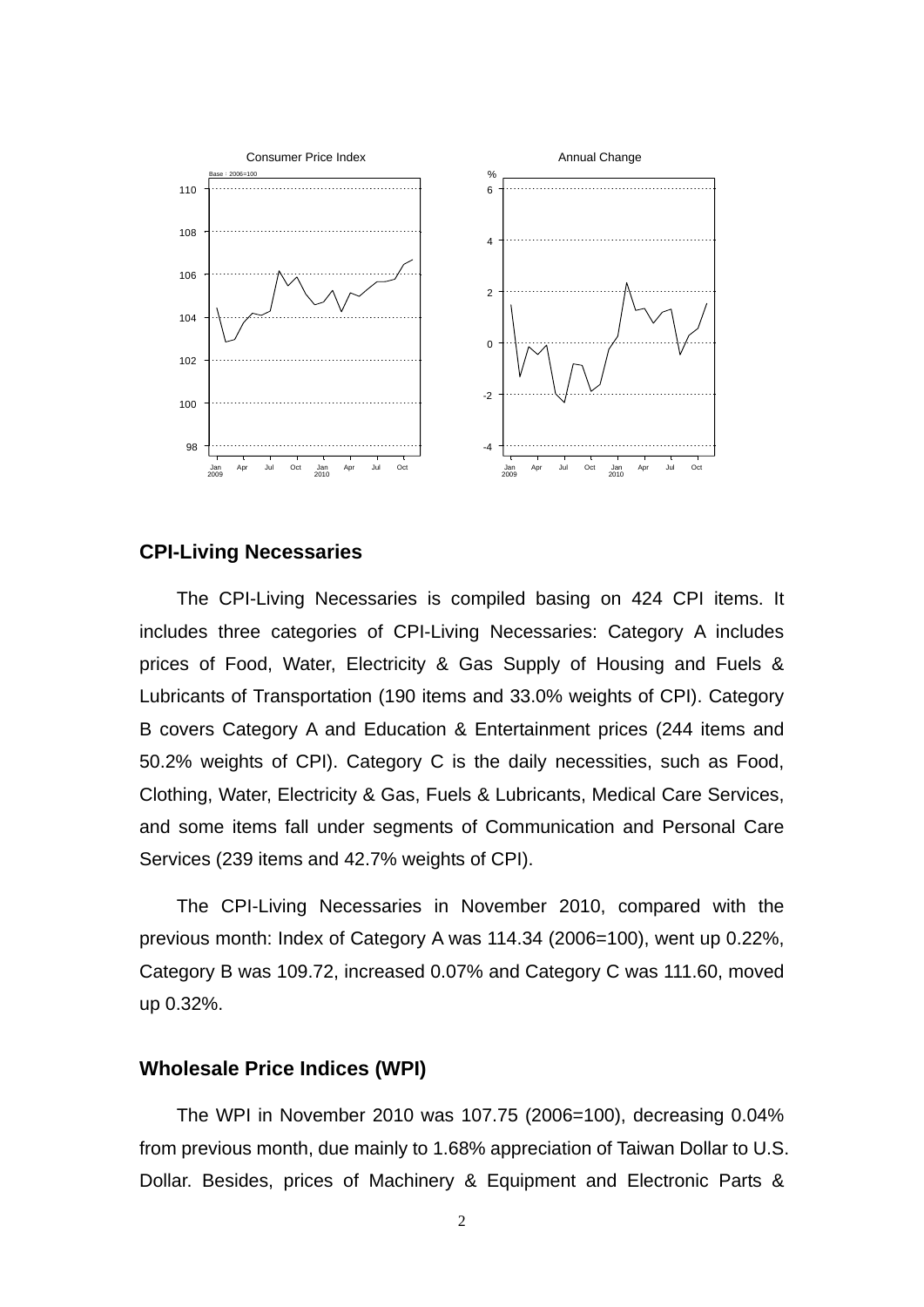## CPI-Living Necessaries

The CPI-Living Necessaries is compiled basing on 424 CPI items. It includes three categories of CPI-Living Necessaries: Category A includes prices of Food, Water, Electricity & Gas Supply of Housing and Fuels & Lubricants of Transportation (190 items and 33.0% weights of CPI). Category B covers Category A and Education & Entertainment prices (244 items and 50.2% weights of CPI). Category C is the daily necessities, such as Food, Clothing, Water, Electricity & Gas, Fuels & Lubricants, Medical Care Services, and some items fall under segments of Communication and Personal Care Services (239 items and 42.7% weights of CPI).

The CPI-Living Necessaries in November 2010, compared with the previous month: Index of Category A was 114.34 (2006=100), went up 0.22%, Category B was 109.72, increased 0.07% and Category C was 111.60, moved up 0.32%.

## Wholesale Price Indices (WPI)

The WPI in November 2010 was 107.75 (2006=100), decreasing 0.04% from previous month, due mainly to 1.68% appreciation of Taiwan Dollar to U.S. Dollar. Besides, prices of Machinery & Equipment and Electronic Parts &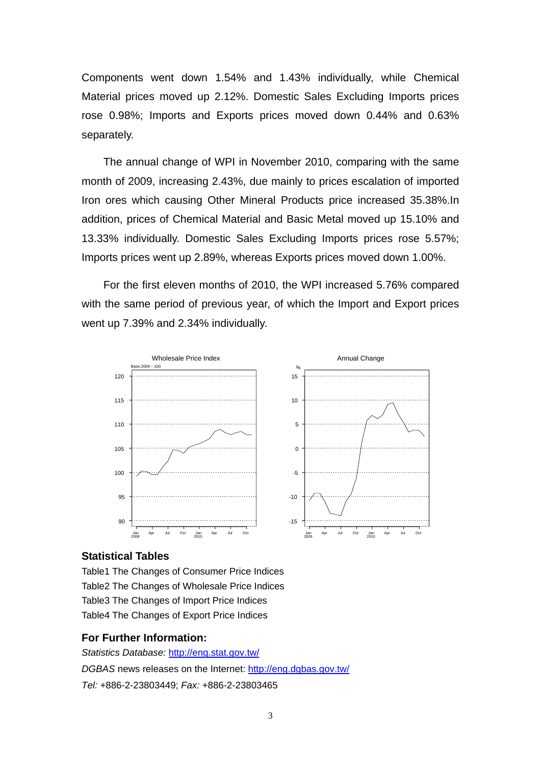Components went down 1.54% and 1.43% individually, while Chemical Material prices moved up 2.12%. Domestic Sales Excluding Imports prices rose 0.98%; Imports and Exports prices moved down 0.44% and 0.63% separately.

The annual change of WPI in November 2010, comparing with the same month of 2009, increasing 2.43%, due mainly to prices escalation of imported Iron ores which causing Other Mineral Products price increased 35.38%.In addition, prices of Chemical Material and Basic Metal moved up 15.10% and 13.33% individually. Domestic Sales Excluding Imports prices rose 5.57%; Imports prices went up 2.89%, whereas Exports prices moved down 1.00%.

For the first eleven months of 2010, the WPI increased 5.76% compared with the same period of previous year, of which the Import and Export prices went up 7.39% and 2.34% individually.

## Statistical Tables

Table1 The Changes of Consumer Price Indices
Table2 The Changes of Wholesale Price Indices
Table3 The Changes of Import Price Indices
Table4 The Changes of Export Price Indices

## For Further Information:

*Statistics Database:* http://eng.stat.gov.tw/
*DGBAS* news releases on the Internet: http://eng.dgbas.gov.tw/
*Tel:* +886-2-23803449; *Fax:* +886-2-23803465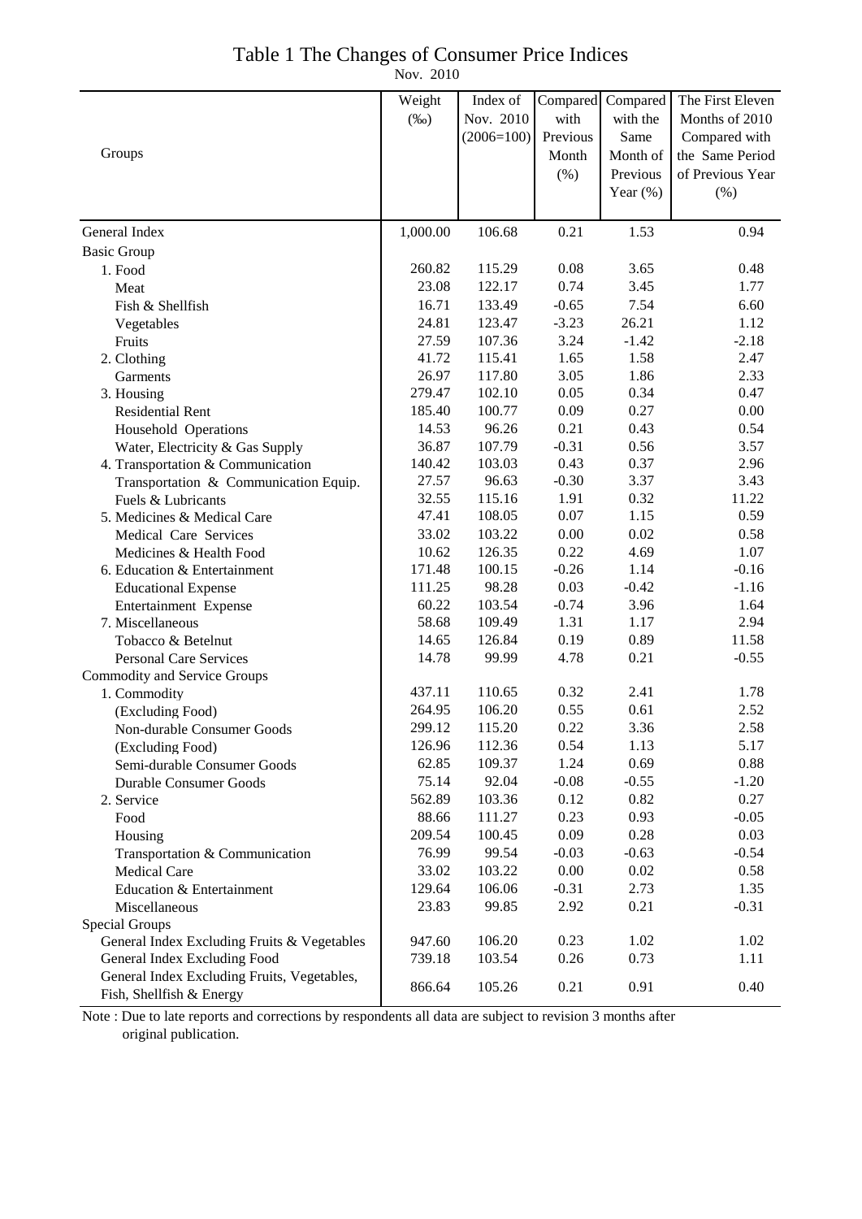# Table 1 The Changes of Consumer Price Indices

Nov. 2010

| Groups | Weight (‰) | Index of Nov. 2010 (2006=100) | Compared with Previous Month (%) | Compared with the Same Month of Previous Year (%) | The First Eleven Months of 2010 Compared with the Same Period of Previous Year (%) |
|---|---|---|---|---|---|
| General Index | 1,000.00 | 106.68 | 0.21 | 1.53 | 0.94 |
| Basic Group | | | | | |
| 1. Food | 260.82 | 115.29 | 0.08 | 3.65 | 0.48 |
| Meat | 23.08 | 122.17 | 0.74 | 3.45 | 1.77 |
| Fish & Shellfish | 16.71 | 133.49 | -0.65 | 7.54 | 6.60 |
| Vegetables | 24.81 | 123.47 | -3.23 | 26.21 | 1.12 |
| Fruits | 27.59 | 107.36 | 3.24 | -1.42 | -2.18 |
| 2. Clothing | 41.72 | 115.41 | 1.65 | 1.58 | 2.47 |
| Garments | 26.97 | 117.80 | 3.05 | 1.86 | 2.33 |
| 3. Housing | 279.47 | 102.10 | 0.05 | 0.34 | 0.47 |
| Residential Rent | 185.40 | 100.77 | 0.09 | 0.27 | 0.00 |
| Household Operations | 14.53 | 96.26 | 0.21 | 0.43 | 0.54 |
| Water, Electricity & Gas Supply | 36.87 | 107.79 | -0.31 | 0.56 | 3.57 |
| 4. Transportation & Communication | 140.42 | 103.03 | 0.43 | 0.37 | 2.96 |
| Transportation & Communication Equip. | 27.57 | 96.63 | -0.30 | 3.37 | 3.43 |
| Fuels & Lubricants | 32.55 | 115.16 | 1.91 | 0.32 | 11.22 |
| 5. Medicines & Medical Care | 47.41 | 108.05 | 0.07 | 1.15 | 0.59 |
| Medical Care Services | 33.02 | 103.22 | 0.00 | 0.02 | 0.58 |
| Medicines & Health Food | 10.62 | 126.35 | 0.22 | 4.69 | 1.07 |
| 6. Education & Entertainment | 171.48 | 100.15 | -0.26 | 1.14 | -0.16 |
| Educational Expense | 111.25 | 98.28 | 0.03 | -0.42 | -1.16 |
| Entertainment Expense | 60.22 | 103.54 | -0.74 | 3.96 | 1.64 |
| 7. Miscellaneous | 58.68 | 109.49 | 1.31 | 1.17 | 2.94 |
| Tobacco & Betelnut | 14.65 | 126.84 | 0.19 | 0.89 | 11.58 |
| Personal Care Services | 14.78 | 99.99 | 4.78 | 0.21 | -0.55 |
| Commodity and Service Groups | | | | | |
| 1. Commodity | 437.11 | 110.65 | 0.32 | 2.41 | 1.78 |
| (Excluding Food) | 264.95 | 106.20 | 0.55 | 0.61 | 2.52 |
| Non-durable Consumer Goods | 299.12 | 115.20 | 0.22 | 3.36 | 2.58 |
| (Excluding Food) | 126.96 | 112.36 | 0.54 | 1.13 | 5.17 |
| Semi-durable Consumer Goods | 62.85 | 109.37 | 1.24 | 0.69 | 0.88 |
| Durable Consumer Goods | 75.14 | 92.04 | -0.08 | -0.55 | -1.20 |
| 2. Service | 562.89 | 103.36 | 0.12 | 0.82 | 0.27 |
| Food | 88.66 | 111.27 | 0.23 | 0.93 | -0.05 |
| Housing | 209.54 | 100.45 | 0.09 | 0.28 | 0.03 |
| Transportation & Communication | 76.99 | 99.54 | -0.03 | -0.63 | -0.54 |
| Medical Care | 33.02 | 103.22 | 0.00 | 0.02 | 0.58 |
| Education & Entertainment | 129.64 | 106.06 | -0.31 | 2.73 | 1.35 |
| Miscellaneous | 23.83 | 99.85 | 2.92 | 0.21 | -0.31 |
| Special Groups | | | | | |
| General Index Excluding Fruits & Vegetables | 947.60 | 106.20 | 0.23 | 1.02 | 1.02 |
| General Index Excluding Food | 739.18 | 103.54 | 0.26 | 0.73 | 1.11 |
| General Index Excluding Fruits, Vegetables, Fish, Shellfish & Energy | 866.64 | 105.26 | 0.21 | 0.91 | 0.40 |

Note : Due to late reports and corrections by respondents all data are subject to revision 3 months after original publication.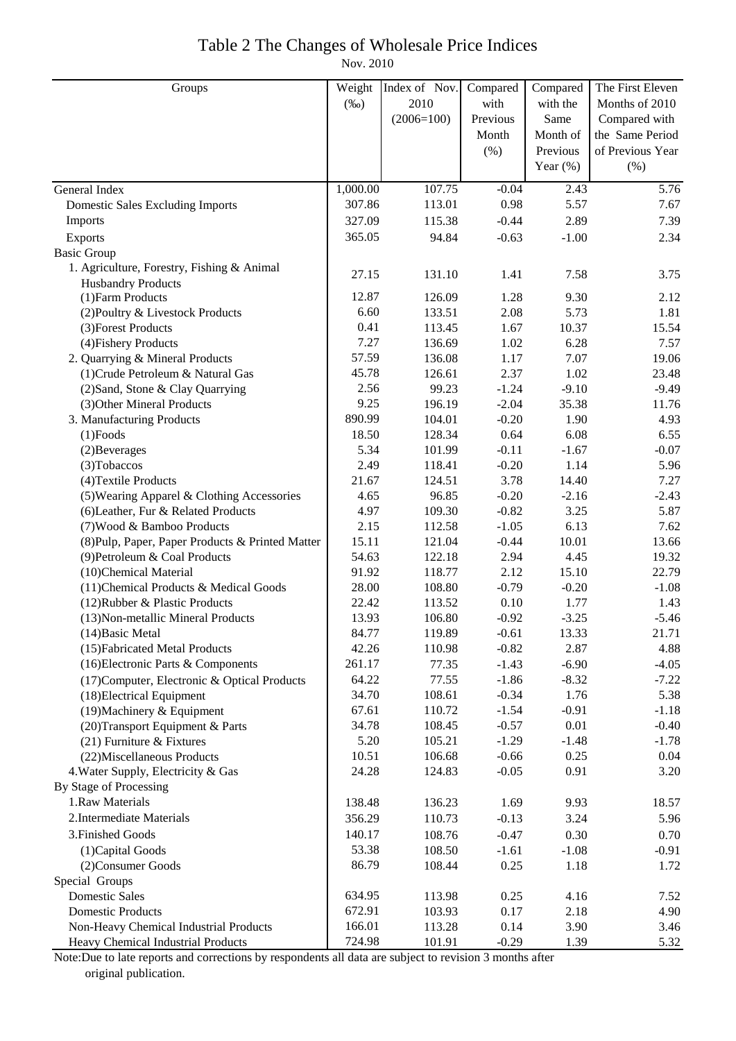# Table 2 The Changes of Wholesale Price Indices

Nov. 2010

| Groups | Weight (‰) | Index of Nov. 2010 (2006=100) | Compared with Previous Month (%) | Compared with the Same Month of Previous Year (%) | The First Eleven Months of 2010 Compared with the Same Period of Previous Year (%) |
|---|---|---|---|---|---|
| General Index | 1,000.00 | 107.75 | -0.04 | 2.43 | 5.76 |
| Domestic Sales Excluding Imports | 307.86 | 113.01 | 0.98 | 5.57 | 7.67 |
| Imports | 327.09 | 115.38 | -0.44 | 2.89 | 7.39 |
| Exports | 365.05 | 94.84 | -0.63 | -1.00 | 2.34 |
| Basic Group | | | | | |
| 1. Agriculture, Forestry, Fishing & Animal Husbandry Products | 27.15 | 131.10 | 1.41 | 7.58 | 3.75 |
| (1)Farm Products | 12.87 | 126.09 | 1.28 | 9.30 | 2.12 |
| (2)Poultry & Livestock Products | 6.60 | 133.51 | 2.08 | 5.73 | 1.81 |
| (3)Forest Products | 0.41 | 113.45 | 1.67 | 10.37 | 15.54 |
| (4)Fishery Products | 7.27 | 136.69 | 1.02 | 6.28 | 7.57 |
| 2. Quarrying & Mineral Products | 57.59 | 136.08 | 1.17 | 7.07 | 19.06 |
| (1)Crude Petroleum & Natural Gas | 45.78 | 126.61 | 2.37 | 1.02 | 23.48 |
| (2)Sand, Stone & Clay Quarrying | 2.56 | 99.23 | -1.24 | -9.10 | -9.49 |
| (3)Other Mineral Products | 9.25 | 196.19 | -2.04 | 35.38 | 11.76 |
| 3. Manufacturing Products | 890.99 | 104.01 | -0.20 | 1.90 | 4.93 |
| (1)Foods | 18.50 | 128.34 | 0.64 | 6.08 | 6.55 |
| (2)Beverages | 5.34 | 101.99 | -0.11 | -1.67 | -0.07 |
| (3)Tobaccos | 2.49 | 118.41 | -0.20 | 1.14 | 5.96 |
| (4)Textile Products | 21.67 | 124.51 | 3.78 | 14.40 | 7.27 |
| (5)Wearing Apparel & Clothing Accessories | 4.65 | 96.85 | -0.20 | -2.16 | -2.43 |
| (6)Leather, Fur & Related Products | 4.97 | 109.30 | -0.82 | 3.25 | 5.87 |
| (7)Wood & Bamboo Products | 2.15 | 112.58 | -1.05 | 6.13 | 7.62 |
| (8)Pulp, Paper, Paper Products & Printed Matter | 15.11 | 121.04 | -0.44 | 10.01 | 13.66 |
| (9)Petroleum & Coal Products | 54.63 | 122.18 | 2.94 | 4.45 | 19.32 |
| (10)Chemical Material | 91.92 | 118.77 | 2.12 | 15.10 | 22.79 |
| (11)Chemical Products & Medical Goods | 28.00 | 108.80 | -0.79 | -0.20 | -1.08 |
| (12)Rubber & Plastic Products | 22.42 | 113.52 | 0.10 | 1.77 | 1.43 |
| (13)Non-metallic Mineral Products | 13.93 | 106.80 | -0.92 | -3.25 | -5.46 |
| (14)Basic Metal | 84.77 | 119.89 | -0.61 | 13.33 | 21.71 |
| (15)Fabricated Metal Products | 42.26 | 110.98 | -0.82 | 2.87 | 4.88 |
| (16)Electronic Parts & Components | 261.17 | 77.35 | -1.43 | -6.90 | -4.05 |
| (17)Computer, Electronic & Optical Products | 64.22 | 77.55 | -1.86 | -8.32 | -7.22 |
| (18)Electrical Equipment | 34.70 | 108.61 | -0.34 | 1.76 | 5.38 |
| (19)Machinery & Equipment | 67.61 | 110.72 | -1.54 | -0.91 | -1.18 |
| (20)Transport Equipment & Parts | 34.78 | 108.45 | -0.57 | 0.01 | -0.40 |
| (21) Furniture & Fixtures | 5.20 | 105.21 | -1.29 | -1.48 | -1.78 |
| (22)Miscellaneous Products | 10.51 | 106.68 | -0.66 | 0.25 | 0.04 |
| 4.Water Supply, Electricity & Gas | 24.28 | 124.83 | -0.05 | 0.91 | 3.20 |
| By Stage of Processing | | | | | |
| 1.Raw Materials | 138.48 | 136.23 | 1.69 | 9.93 | 18.57 |
| 2.Intermediate Materials | 356.29 | 110.73 | -0.13 | 3.24 | 5.96 |
| 3.Finished Goods | 140.17 | 108.76 | -0.47 | 0.30 | 0.70 |
| (1)Capital Goods | 53.38 | 108.50 | -1.61 | -1.08 | -0.91 |
| (2)Consumer Goods | 86.79 | 108.44 | 0.25 | 1.18 | 1.72 |
| Special Groups | | | | | |
| Domestic Sales | 634.95 | 113.98 | 0.25 | 4.16 | 7.52 |
| Domestic Products | 672.91 | 103.93 | 0.17 | 2.18 | 4.90 |
| Non-Heavy Chemical Industrial Products | 166.01 | 113.28 | 0.14 | 3.90 | 3.46 |
| Heavy Chemical Industrial Products | 724.98 | 101.91 | -0.29 | 1.39 | 5.32 |

Note:Due to late reports and corrections by respondents all data are subject to revision 3 months after original publication.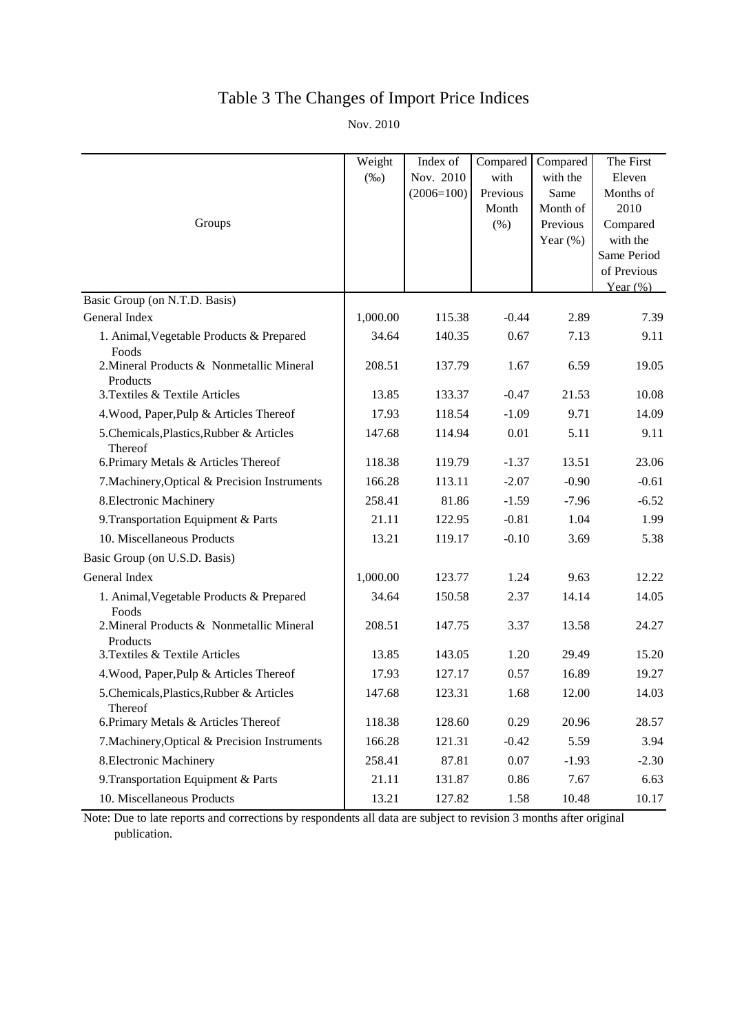# Table 3 The Changes of Import Price Indices

Nov. 2010

| Groups | Weight (‰) | Index of Nov. 2010 (2006=100) | Compared with Previous Month (%) | Compared with the Same Month of Previous Year (%) | The First Eleven Months of 2010 Compared with the Same Period of Previous Year (%) |
|---|---|---|---|---|---|
| Basic Group (on N.T.D. Basis) | | | | | |
| General Index | 1,000.00 | 115.38 | -0.44 | 2.89 | 7.39 |
| 1. Animal,Vegetable Products & Prepared Foods | 34.64 | 140.35 | 0.67 | 7.13 | 9.11 |
| 2.Mineral Products & Nonmetallic Mineral Products | 208.51 | 137.79 | 1.67 | 6.59 | 19.05 |
| 3.Textiles & Textile Articles | 13.85 | 133.37 | -0.47 | 21.53 | 10.08 |
| 4.Wood, Paper,Pulp & Articles Thereof | 17.93 | 118.54 | -1.09 | 9.71 | 14.09 |
| 5.Chemicals,Plastics,Rubber & Articles Thereof | 147.68 | 114.94 | 0.01 | 5.11 | 9.11 |
| 6.Primary Metals & Articles Thereof | 118.38 | 119.79 | -1.37 | 13.51 | 23.06 |
| 7.Machinery,Optical & Precision Instruments | 166.28 | 113.11 | -2.07 | -0.90 | -0.61 |
| 8.Electronic Machinery | 258.41 | 81.86 | -1.59 | -7.96 | -6.52 |
| 9.Transportation Equipment & Parts | 21.11 | 122.95 | -0.81 | 1.04 | 1.99 |
| 10. Miscellaneous Products | 13.21 | 119.17 | -0.10 | 3.69 | 5.38 |
| Basic Group (on U.S.D. Basis) | | | | | |
| General Index | 1,000.00 | 123.77 | 1.24 | 9.63 | 12.22 |
| 1. Animal,Vegetable Products & Prepared Foods | 34.64 | 150.58 | 2.37 | 14.14 | 14.05 |
| 2.Mineral Products & Nonmetallic Mineral Products | 208.51 | 147.75 | 3.37 | 13.58 | 24.27 |
| 3.Textiles & Textile Articles | 13.85 | 143.05 | 1.20 | 29.49 | 15.20 |
| 4.Wood, Paper,Pulp & Articles Thereof | 17.93 | 127.17 | 0.57 | 16.89 | 19.27 |
| 5.Chemicals,Plastics,Rubber & Articles Thereof | 147.68 | 123.31 | 1.68 | 12.00 | 14.03 |
| 6.Primary Metals & Articles Thereof | 118.38 | 128.60 | 0.29 | 20.96 | 28.57 |
| 7.Machinery,Optical & Precision Instruments | 166.28 | 121.31 | -0.42 | 5.59 | 3.94 |
| 8.Electronic Machinery | 258.41 | 87.81 | 0.07 | -1.93 | -2.30 |
| 9.Transportation Equipment & Parts | 21.11 | 131.87 | 0.86 | 7.67 | 6.63 |
| 10. Miscellaneous Products | 13.21 | 127.82 | 1.58 | 10.48 | 10.17 |

Note: Due to late reports and corrections by respondents all data are subject to revision 3 months after original publication.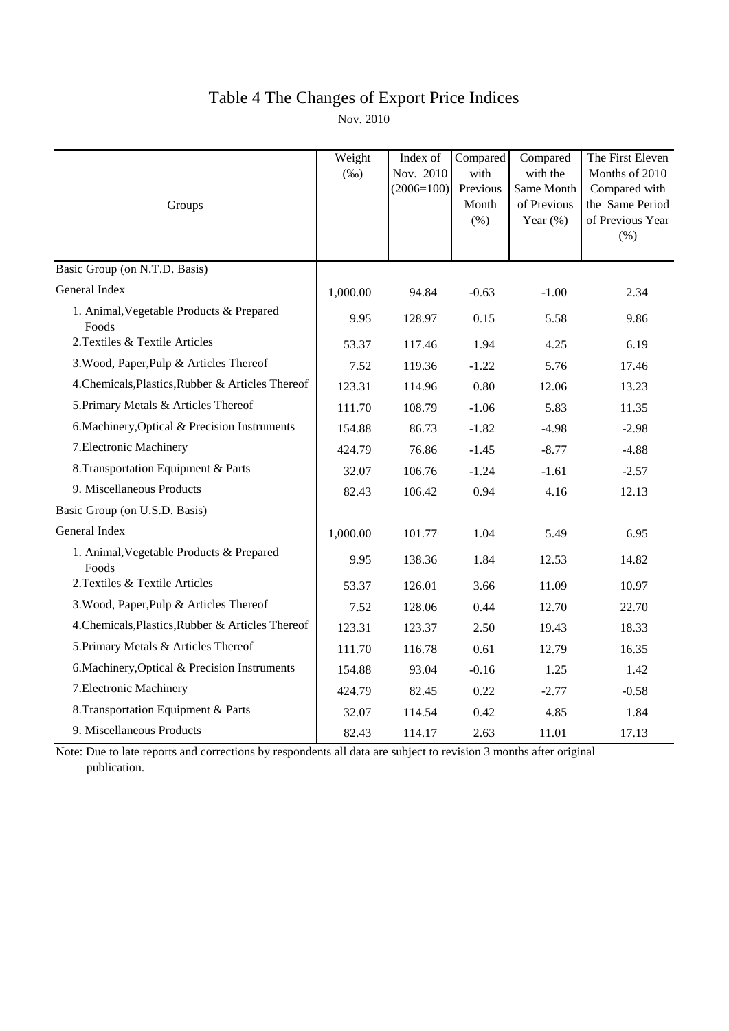# Table 4 The Changes of Export Price Indices

Nov. 2010

| Groups | Weight (‰) | Index of Nov. 2010 (2006=100) | Compared with Previous Month (%) | Compared with the Same Month of Previous Year (%) | The First Eleven Months of 2010 Compared with the Same Period of Previous Year (%) |
|---|---|---|---|---|---|
| Basic Group (on N.T.D. Basis) | | | | | |
| General Index | 1,000.00 | 94.84 | -0.63 | -1.00 | 2.34 |
| 1. Animal,Vegetable Products & Prepared Foods | 9.95 | 128.97 | 0.15 | 5.58 | 9.86 |
| 2.Textiles & Textile Articles | 53.37 | 117.46 | 1.94 | 4.25 | 6.19 |
| 3.Wood, Paper,Pulp & Articles Thereof | 7.52 | 119.36 | -1.22 | 5.76 | 17.46 |
| 4.Chemicals,Plastics,Rubber & Articles Thereof | 123.31 | 114.96 | 0.80 | 12.06 | 13.23 |
| 5.Primary Metals & Articles Thereof | 111.70 | 108.79 | -1.06 | 5.83 | 11.35 |
| 6.Machinery,Optical & Precision Instruments | 154.88 | 86.73 | -1.82 | -4.98 | -2.98 |
| 7.Electronic Machinery | 424.79 | 76.86 | -1.45 | -8.77 | -4.88 |
| 8.Transportation Equipment & Parts | 32.07 | 106.76 | -1.24 | -1.61 | -2.57 |
| 9. Miscellaneous Products | 82.43 | 106.42 | 0.94 | 4.16 | 12.13 |
| Basic Group (on U.S.D. Basis) | | | | | |
| General Index | 1,000.00 | 101.77 | 1.04 | 5.49 | 6.95 |
| 1. Animal,Vegetable Products & Prepared Foods | 9.95 | 138.36 | 1.84 | 12.53 | 14.82 |
| 2.Textiles & Textile Articles | 53.37 | 126.01 | 3.66 | 11.09 | 10.97 |
| 3.Wood, Paper,Pulp & Articles Thereof | 7.52 | 128.06 | 0.44 | 12.70 | 22.70 |
| 4.Chemicals,Plastics,Rubber & Articles Thereof | 123.31 | 123.37 | 2.50 | 19.43 | 18.33 |
| 5.Primary Metals & Articles Thereof | 111.70 | 116.78 | 0.61 | 12.79 | 16.35 |
| 6.Machinery,Optical & Precision Instruments | 154.88 | 93.04 | -0.16 | 1.25 | 1.42 |
| 7.Electronic Machinery | 424.79 | 82.45 | 0.22 | -2.77 | -0.58 |
| 8.Transportation Equipment & Parts | 32.07 | 114.54 | 0.42 | 4.85 | 1.84 |
| 9. Miscellaneous Products | 82.43 | 114.17 | 2.63 | 11.01 | 17.13 |

Note: Due to late reports and corrections by respondents all data are subject to revision 3 months after original publication.